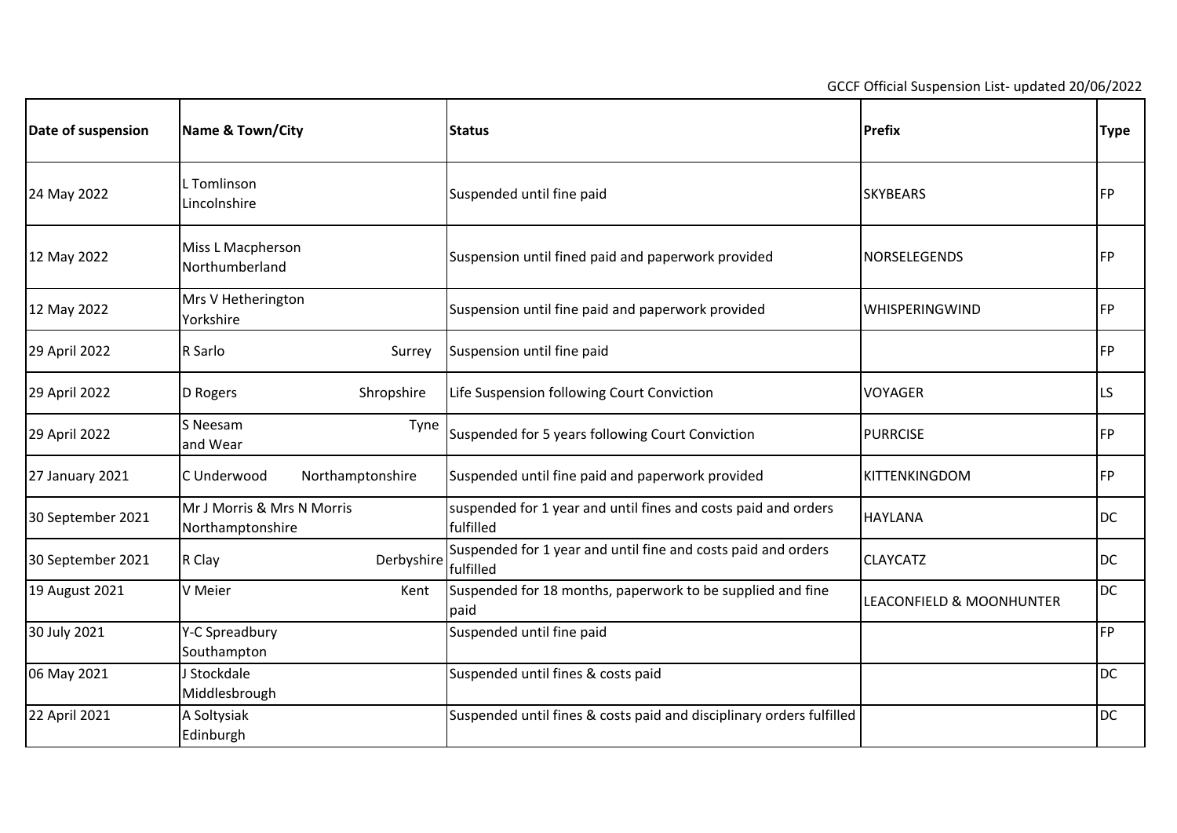GCCF Official Suspension List- updated 20/06/2022

| Date of suspension | Name & Town/City | Status | Prefix | Type |
|---|---|---|---|---|
| 24 May 2022 | L Tomlinson Lincolnshire | Suspended until fine paid | SKYBEARS | FP |
| 12 May 2022 | Miss L Macpherson Northumberland | Suspension until fined paid and paperwork provided | NORSELEGENDS | FP |
| 12 May 2022 | Mrs V Hetherington Yorkshire | Suspension until fine paid and paperwork provided | WHISPERINGWIND | FP |
| 29 April 2022 | R Sarlo Surrey | Suspension until fine paid | | FP |
| 29 April 2022 | D Rogers Shropshire | Life Suspension following Court Conviction | VOYAGER | LS |
| 29 April 2022 | S Neesam Tyne and Wear | Suspended for 5 years following Court Conviction | PURRCISE | FP |
| 27 January 2021 | C Underwood Northamptonshire | Suspended until fine paid and paperwork provided | KITTENKINGDOM | FP |
| 30 September 2021 | Mr J Morris & Mrs N Morris Northamptonshire | suspended for 1 year and until fines and costs paid and orders fulfilled | HAYLANA | DC |
| 30 September 2021 | R Clay Derbyshire | Suspended for 1 year and until fine and costs paid and orders fulfilled | CLAYCATZ | DC |
| 19 August 2021 | V Meier Kent | Suspended for 18 months, paperwork to be supplied and fine paid | LEACONFIELD & MOONHUNTER | DC |
| 30 July 2021 | Y-C Spreadbury Southampton | Suspended until fine paid | | FP |
| 06 May 2021 | J Stockdale Middlesbrough | Suspended until fines & costs paid | | DC |
| 22 April 2021 | A Soltysiak Edinburgh | Suspended until fines & costs paid and disciplinary orders fulfilled | | DC |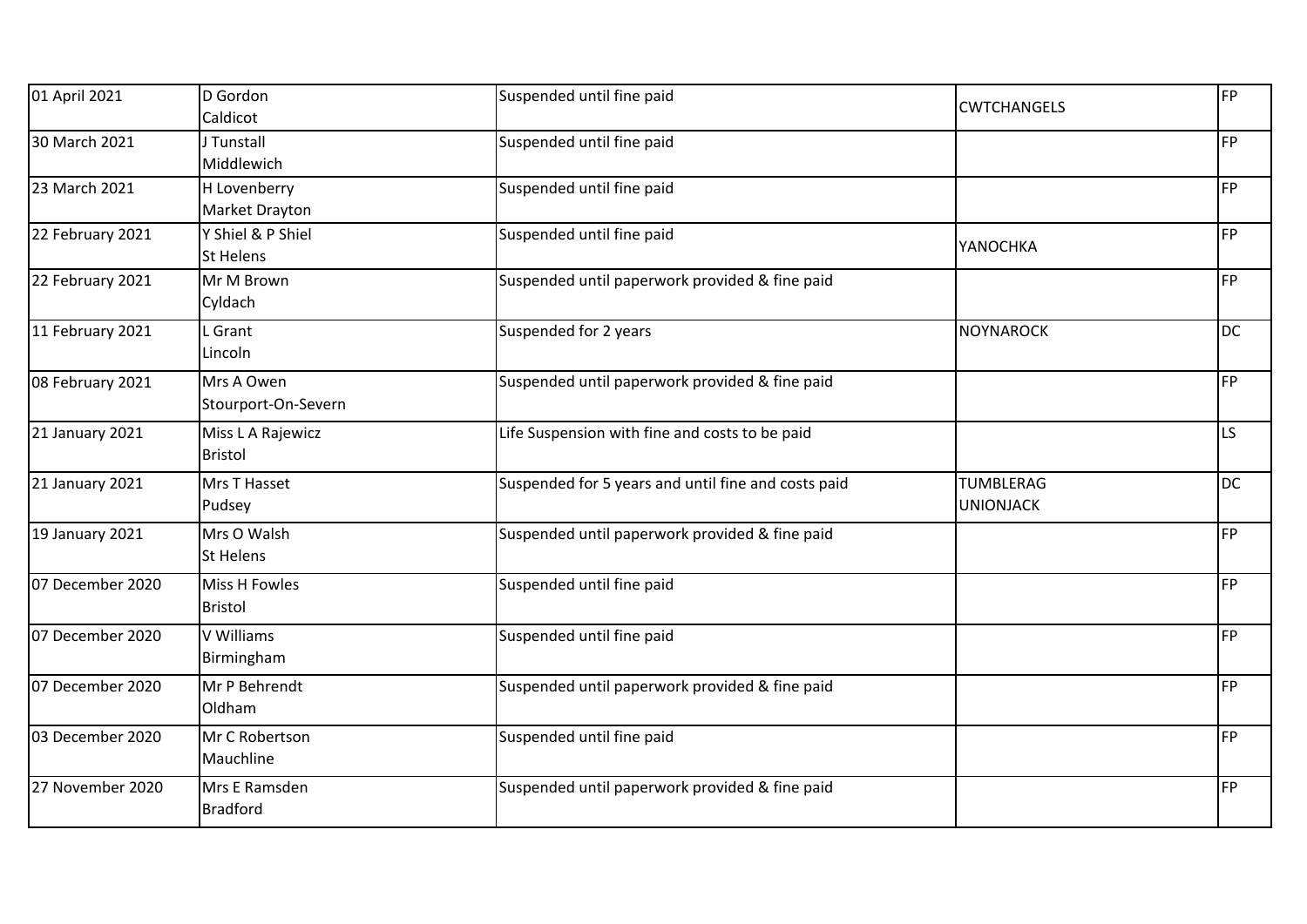| | | | | |
|---|---|---|---|---|
| 01 April 2021 | D Gordon<br>Caldicot | Suspended until fine paid | CWTCHANGELS | FP |
| 30 March 2021 | J Tunstall<br>Middlewich | Suspended until fine paid | | FP |
| 23 March 2021 | H Lovenberry<br>Market Drayton | Suspended until fine paid | | FP |
| 22 February 2021 | Y Shiel & P Shiel<br>St Helens | Suspended until fine paid | YANOCHKA | FP |
| 22 February 2021 | Mr M Brown<br>Cyldach | Suspended until paperwork provided & fine paid | | FP |
| 11 February 2021 | L Grant<br>Lincoln | Suspended for 2 years | NOYNAROCK | DC |
| 08 February 2021 | Mrs A Owen<br>Stourport-On-Severn | Suspended until paperwork provided & fine paid | | FP |
| 21 January 2021 | Miss L A Rajewicz<br>Bristol | Life Suspension with fine and costs to be paid | | LS |
| 21 January 2021 | Mrs T Hasset<br>Pudsey | Suspended for 5 years and until fine and costs paid | TUMBLERAG<br>UNIONJACK | DC |
| 19 January 2021 | Mrs O Walsh<br>St Helens | Suspended until paperwork provided & fine paid | | FP |
| 07 December 2020 | Miss H Fowles<br>Bristol | Suspended until fine paid | | FP |
| 07 December 2020 | V Williams<br>Birmingham | Suspended until fine paid | | FP |
| 07 December 2020 | Mr P Behrendt<br>Oldham | Suspended until paperwork provided & fine paid | | FP |
| 03 December 2020 | Mr C Robertson<br>Mauchline | Suspended until fine paid | | FP |
| 27 November 2020 | Mrs E Ramsden<br>Bradford | Suspended until paperwork provided & fine paid | | FP |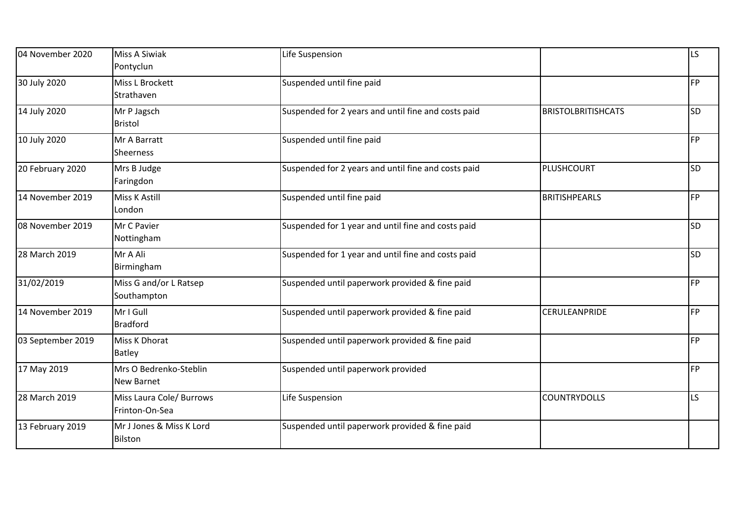| | | | | |
|---|---|---|---|---|
| 04 November 2020 | Miss A Siwiak<br>Pontyclun | Life Suspension | | LS |
| 30 July 2020 | Miss L Brockett<br>Strathaven | Suspended until fine paid | | FP |
| 14 July 2020 | Mr P Jagsch<br>Bristol | Suspended for 2 years and until fine and costs paid | BRISTOLBRITISHCATS | SD |
| 10 July 2020 | Mr A Barratt<br>Sheerness | Suspended until fine paid | | FP |
| 20 February 2020 | Mrs B Judge<br>Faringdon | Suspended for 2 years and until fine and costs paid | PLUSHCOURT | SD |
| 14 November 2019 | Miss K Astill<br>London | Suspended until fine paid | BRITISHPEARLS | FP |
| 08 November 2019 | Mr C Pavier<br>Nottingham | Suspended for 1 year and until fine and costs paid | | SD |
| 28 March 2019 | Mr A Ali<br>Birmingham | Suspended for 1 year and until fine and costs paid | | SD |
| 31/02/2019 | Miss G and/or L Ratsep<br>Southampton | Suspended until paperwork provided & fine paid | | FP |
| 14 November 2019 | Mr I Gull<br>Bradford | Suspended until paperwork provided & fine paid | CERULEANPRIDE | FP |
| 03 September 2019 | Miss K Dhorat<br>Batley | Suspended until paperwork provided & fine paid | | FP |
| 17 May 2019 | Mrs O Bedrenko-Steblin<br>New Barnet | Suspended until paperwork provided | | FP |
| 28 March 2019 | Miss Laura Cole/ Burrows<br>Frinton-On-Sea | Life Suspension | COUNTRYDOLLS | LS |
| 13 February 2019 | Mr J Jones & Miss K Lord<br>Bilston | Suspended until paperwork provided & fine paid | | |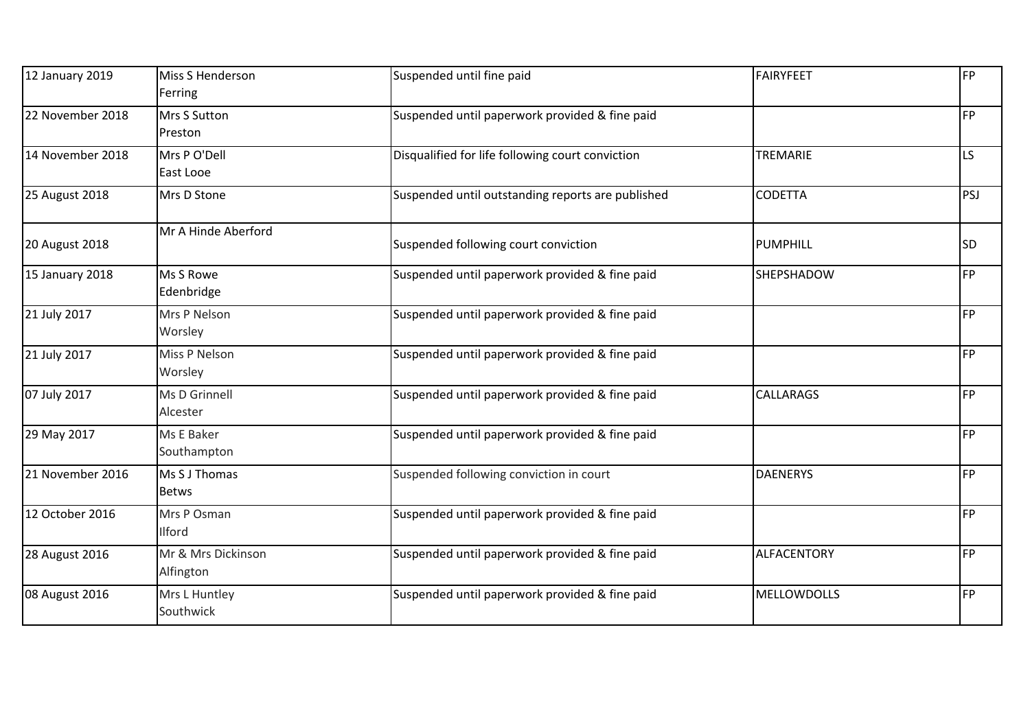| 12 January 2019 | Miss S Henderson Ferring | Suspended until fine paid | FAIRYFEET | FP |
|---|---|---|---|---|
| 22 November 2018 | Mrs S Sutton Preston | Suspended until paperwork provided & fine paid | | FP |
| 14 November 2018 | Mrs P O'Dell East Looe | Disqualified for life following court conviction | TREMARIE | LS |
| 25 August 2018 | Mrs D Stone | Suspended until outstanding reports are published | CODETTA | PSJ |
| 20 August 2018 | Mr A Hinde Aberford | Suspended following court conviction | PUMPHILL | SD |
| 15 January 2018 | Ms S Rowe Edenbridge | Suspended until paperwork provided & fine paid | SHEPSHADOW | FP |
| 21 July 2017 | Mrs P Nelson Worsley | Suspended until paperwork provided & fine paid | | FP |
| 21 July 2017 | Miss P Nelson Worsley | Suspended until paperwork provided & fine paid | | FP |
| 07 July 2017 | Ms D Grinnell Alcester | Suspended until paperwork provided & fine paid | CALLARAGS | FP |
| 29 May 2017 | Ms E Baker Southampton | Suspended until paperwork provided & fine paid | | FP |
| 21 November 2016 | Ms S J Thomas Betws | Suspended following conviction in court | DAENERYS | FP |
| 12 October 2016 | Mrs P Osman Ilford | Suspended until paperwork provided & fine paid | | FP |
| 28 August 2016 | Mr & Mrs Dickinson Alfington | Suspended until paperwork provided & fine paid | ALFACENTORY | FP |
| 08 August 2016 | Mrs L Huntley Southwick | Suspended until paperwork provided & fine paid | MELLOWDOLLS | FP |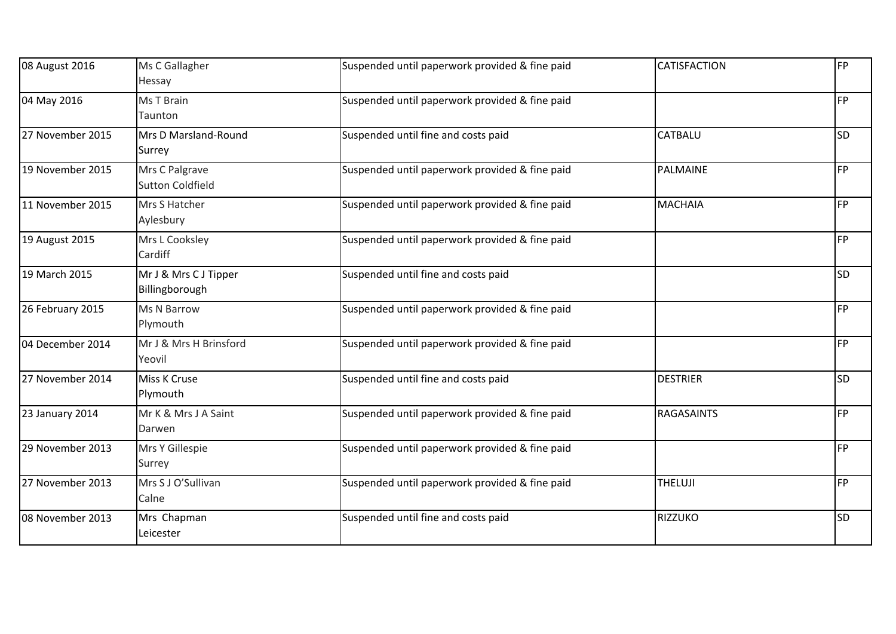| | | | | |
|---|---|---|---|---|
| 08 August 2016 | Ms C Gallagher<br>Hessay | Suspended until paperwork provided & fine paid | CATISFACTION | FP |
| 04 May 2016 | Ms T Brain<br>Taunton | Suspended until paperwork provided & fine paid | | FP |
| 27 November 2015 | Mrs D Marsland-Round<br>Surrey | Suspended until fine and costs paid | CATBALU | SD |
| 19 November 2015 | Mrs C Palgrave<br>Sutton Coldfield | Suspended until paperwork provided & fine paid | PALMAINE | FP |
| 11 November 2015 | Mrs S Hatcher<br>Aylesbury | Suspended until paperwork provided & fine paid | MACHAIA | FP |
| 19 August 2015 | Mrs L Cooksley<br>Cardiff | Suspended until paperwork provided & fine paid | | FP |
| 19 March 2015 | Mr J & Mrs C J Tipper<br>Billingborough | Suspended until fine and costs paid | | SD |
| 26 February 2015 | Ms N Barrow<br>Plymouth | Suspended until paperwork provided & fine paid | | FP |
| 04 December 2014 | Mr J & Mrs H Brinsford<br>Yeovil | Suspended until paperwork provided & fine paid | | FP |
| 27 November 2014 | Miss K Cruse<br>Plymouth | Suspended until fine and costs paid | DESTRIER | SD |
| 23 January 2014 | Mr K & Mrs J A Saint<br>Darwen | Suspended until paperwork provided & fine paid | RAGASAINTS | FP |
| 29 November 2013 | Mrs Y Gillespie<br>Surrey | Suspended until paperwork provided & fine paid | | FP |
| 27 November 2013 | Mrs S J O'Sullivan<br>Calne | Suspended until paperwork provided & fine paid | THELUJI | FP |
| 08 November 2013 | Mrs Chapman<br>Leicester | Suspended until fine and costs paid | RIZZUKO | SD |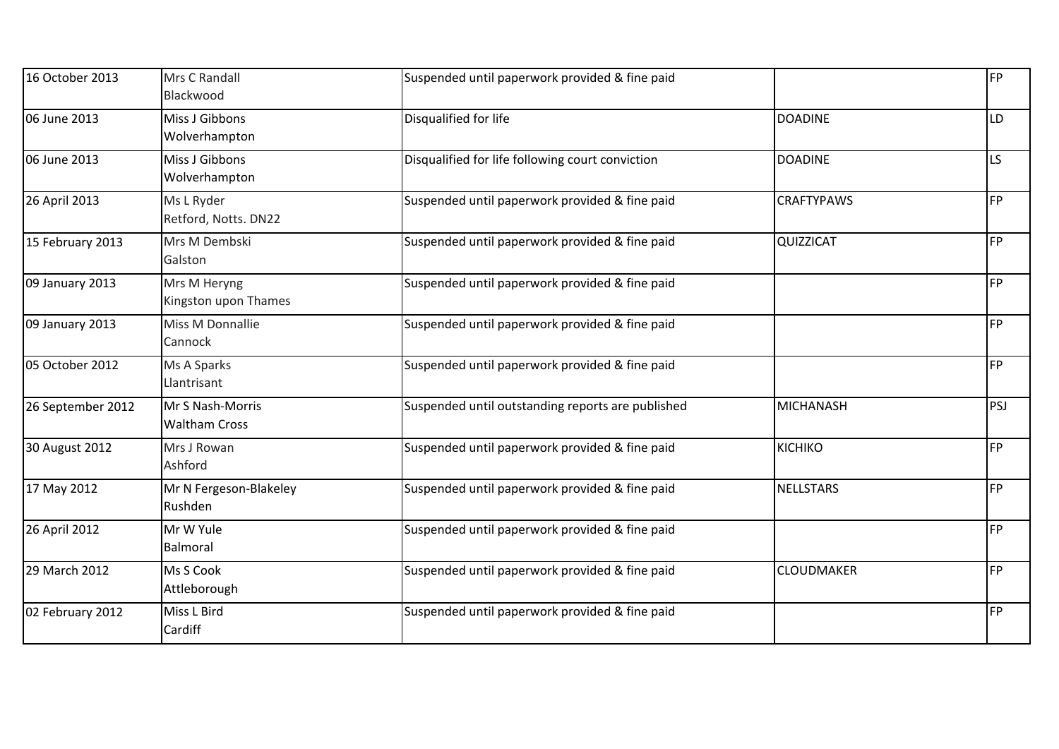| | | | | |
|---|---|---|---|---|
| 16 October 2013 | Mrs C Randall<br>Blackwood | Suspended until paperwork provided & fine paid | | FP |
| 06 June 2013 | Miss J Gibbons<br>Wolverhampton | Disqualified for life | DOADINE | LD |
| 06 June 2013 | Miss J Gibbons<br>Wolverhampton | Disqualified for life following court conviction | DOADINE | LS |
| 26 April 2013 | Ms L Ryder<br>Retford, Notts. DN22 | Suspended until paperwork provided & fine paid | CRAFTYPAWS | FP |
| 15 February 2013 | Mrs M Dembski<br>Galston | Suspended until paperwork provided & fine paid | QUIZZICAT | FP |
| 09 January 2013 | Mrs M Heryng<br>Kingston upon Thames | Suspended until paperwork provided & fine paid | | FP |
| 09 January 2013 | Miss M Donnallie<br>Cannock | Suspended until paperwork provided & fine paid | | FP |
| 05 October 2012 | Ms A Sparks<br>Llantrisant | Suspended until paperwork provided & fine paid | | FP |
| 26 September 2012 | Mr S Nash-Morris<br>Waltham Cross | Suspended until outstanding reports are published | MICHANASH | PSJ |
| 30 August 2012 | Mrs J Rowan<br>Ashford | Suspended until paperwork provided & fine paid | KICHIKO | FP |
| 17 May 2012 | Mr N Fergeson-Blakeley<br>Rushden | Suspended until paperwork provided & fine paid | NELLSTARS | FP |
| 26 April 2012 | Mr W Yule<br>Balmoral | Suspended until paperwork provided & fine paid | | FP |
| 29 March 2012 | Ms S Cook<br>Attleborough | Suspended until paperwork provided & fine paid | CLOUDMAKER | FP |
| 02 February 2012 | Miss L Bird<br>Cardiff | Suspended until paperwork provided & fine paid | | FP |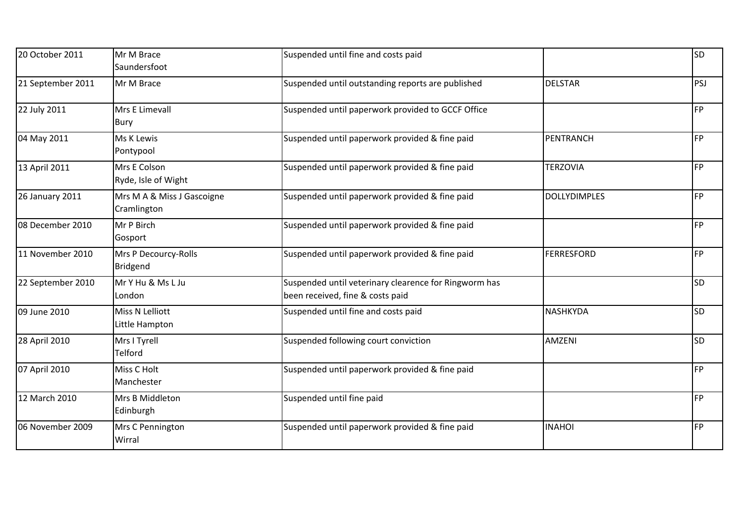| | | | | |
|---|---|---|---|---|
| 20 October 2011 | Mr M Brace<br>Saundersfoot | Suspended until fine and costs paid | | SD |
| 21 September 2011 | Mr M Brace | Suspended until outstanding reports are published | DELSTAR | PSJ |
| 22 July 2011 | Mrs E Limevall<br>Bury | Suspended until paperwork provided to GCCF Office | | FP |
| 04 May 2011 | Ms K Lewis<br>Pontypool | Suspended until paperwork provided & fine paid | PENTRANCH | FP |
| 13 April 2011 | Mrs E Colson<br>Ryde, Isle of Wight | Suspended until paperwork provided & fine paid | TERZOVIA | FP |
| 26 January 2011 | Mrs M A & Miss J Gascoigne<br>Cramlington | Suspended until paperwork provided & fine paid | DOLLYDIMPLES | FP |
| 08 December 2010 | Mr P Birch<br>Gosport | Suspended until paperwork provided & fine paid | | FP |
| 11 November 2010 | Mrs P Decourcy-Rolls<br>Bridgend | Suspended until paperwork provided & fine paid | FERRESFORD | FP |
| 22 September 2010 | Mr Y Hu & Ms L Ju<br>London | Suspended until veterinary clearence for Ringworm has been received, fine & costs paid | | SD |
| 09 June 2010 | Miss N Lelliott<br>Little Hampton | Suspended until fine and costs paid | NASHKYDA | SD |
| 28 April 2010 | Mrs I Tyrell<br>Telford | Suspended following court conviction | AMZENI | SD |
| 07 April 2010 | Miss C Holt<br>Manchester | Suspended until paperwork provided & fine paid | | FP |
| 12 March 2010 | Mrs B Middleton<br>Edinburgh | Suspended until fine paid | | FP |
| 06 November 2009 | Mrs C Pennington<br>Wirral | Suspended until paperwork provided & fine paid | INAHOI | FP |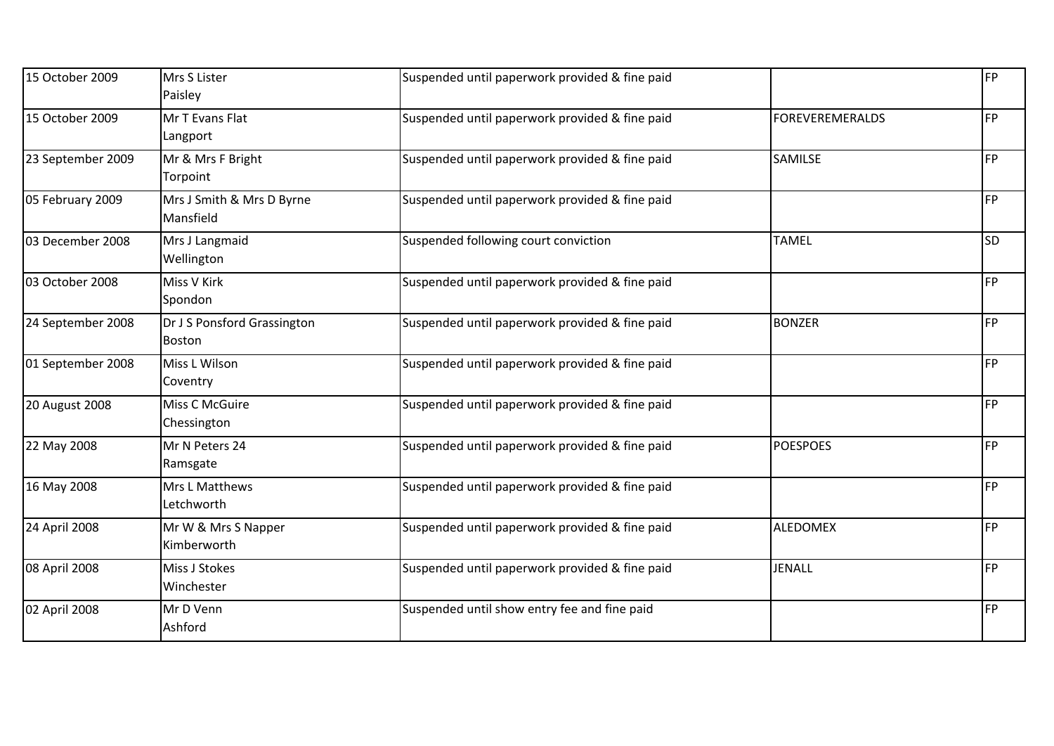| | | | | |
|---|---|---|---|---|
| 15 October 2009 | Mrs S Lister<br>Paisley | Suspended until paperwork provided & fine paid | | FP |
| 15 October 2009 | Mr T Evans Flat<br>Langport | Suspended until paperwork provided & fine paid | FOREVEREMERALDS | FP |
| 23 September 2009 | Mr & Mrs F Bright<br>Torpoint | Suspended until paperwork provided & fine paid | SAMILSE | FP |
| 05 February 2009 | Mrs J Smith & Mrs D Byrne<br>Mansfield | Suspended until paperwork provided & fine paid | | FP |
| 03 December 2008 | Mrs J Langmaid<br>Wellington | Suspended following court conviction | TAMEL | SD |
| 03 October 2008 | Miss V Kirk<br>Spondon | Suspended until paperwork provided & fine paid | | FP |
| 24 September 2008 | Dr J S Ponsford Grassington<br>Boston | Suspended until paperwork provided & fine paid | BONZER | FP |
| 01 September 2008 | Miss L Wilson<br>Coventry | Suspended until paperwork provided & fine paid | | FP |
| 20 August 2008 | Miss C McGuire<br>Chessington | Suspended until paperwork provided & fine paid | | FP |
| 22 May 2008 | Mr N Peters 24<br>Ramsgate | Suspended until paperwork provided & fine paid | POESPOES | FP |
| 16 May 2008 | Mrs L Matthews<br>Letchworth | Suspended until paperwork provided & fine paid | | FP |
| 24 April 2008 | Mr W & Mrs S Napper<br>Kimberworth | Suspended until paperwork provided & fine paid | ALEDOMEX | FP |
| 08 April 2008 | Miss J Stokes<br>Winchester | Suspended until paperwork provided & fine paid | JENALL | FP |
| 02 April 2008 | Mr D Venn<br>Ashford | Suspended until show entry fee and fine paid | | FP |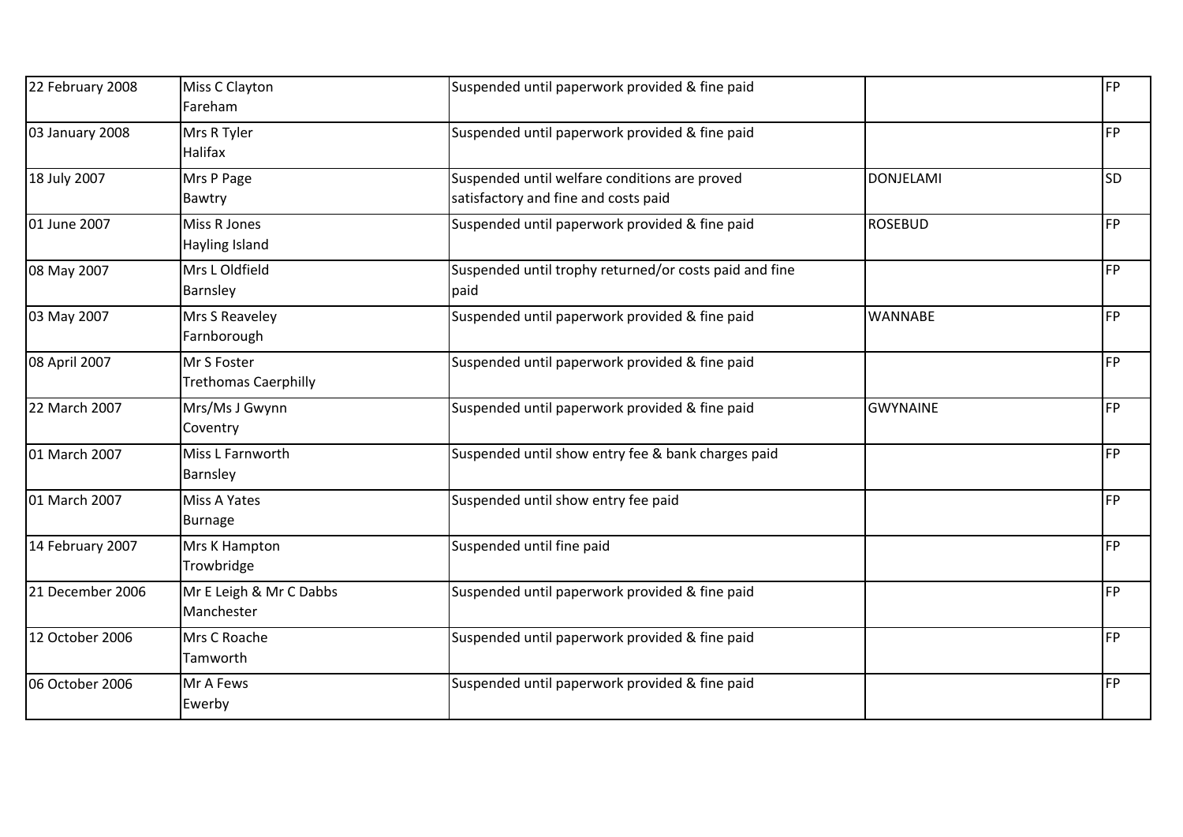| | | | | |
|---|---|---|---|---|
| 22 February 2008 | Miss C Clayton<br>Fareham | Suspended until paperwork provided & fine paid | | FP |
| 03 January 2008 | Mrs R Tyler<br>Halifax | Suspended until paperwork provided & fine paid | | FP |
| 18 July 2007 | Mrs P Page<br>Bawtry | Suspended until welfare conditions are proved satisfactory and fine and costs paid | DONJELAMI | SD |
| 01 June 2007 | Miss R Jones<br>Hayling Island | Suspended until paperwork provided & fine paid | ROSEBUD | FP |
| 08 May 2007 | Mrs L Oldfield<br>Barnsley | Suspended until trophy returned/or costs paid and fine paid | | FP |
| 03 May 2007 | Mrs S Reaveley<br>Farnborough | Suspended until paperwork provided & fine paid | WANNABE | FP |
| 08 April 2007 | Mr S Foster<br>Trethomas Caerphilly | Suspended until paperwork provided & fine paid | | FP |
| 22 March 2007 | Mrs/Ms J Gwynn<br>Coventry | Suspended until paperwork provided & fine paid | GWYNAINE | FP |
| 01 March 2007 | Miss L Farnworth<br>Barnsley | Suspended until show entry fee & bank charges paid | | FP |
| 01 March 2007 | Miss A Yates<br>Burnage | Suspended until show entry fee paid | | FP |
| 14 February 2007 | Mrs K Hampton<br>Trowbridge | Suspended until fine paid | | FP |
| 21 December 2006 | Mr E Leigh & Mr C Dabbs<br>Manchester | Suspended until paperwork provided & fine paid | | FP |
| 12 October 2006 | Mrs C Roache<br>Tamworth | Suspended until paperwork provided & fine paid | | FP |
| 06 October 2006 | Mr A Fews<br>Ewerby | Suspended until paperwork provided & fine paid | | FP |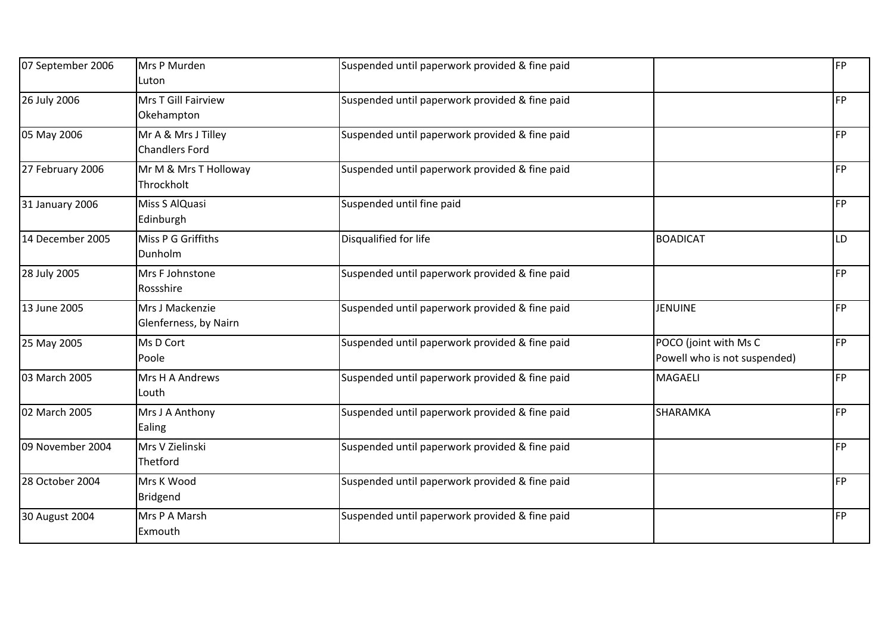| | | | | |
|---|---|---|---|---|
| 07 September 2006 | Mrs P Murden<br>Luton | Suspended until paperwork provided & fine paid | | FP |
| 26 July 2006 | Mrs T Gill Fairview<br>Okehampton | Suspended until paperwork provided & fine paid | | FP |
| 05 May 2006 | Mr A & Mrs J Tilley<br>Chandlers Ford | Suspended until paperwork provided & fine paid | | FP |
| 27 February 2006 | Mr M & Mrs T Holloway<br>Throckholt | Suspended until paperwork provided & fine paid | | FP |
| 31 January 2006 | Miss S AlQuasi<br>Edinburgh | Suspended until fine paid | | FP |
| 14 December 2005 | Miss P G Griffiths<br>Dunholm | Disqualified for life | BOADICAT | LD |
| 28 July 2005 | Mrs F Johnstone<br>Rossshire | Suspended until paperwork provided & fine paid | | FP |
| 13 June 2005 | Mrs J Mackenzie<br>Glenferness, by Nairn | Suspended until paperwork provided & fine paid | JENUINE | FP |
| 25 May 2005 | Ms D Cort<br>Poole | Suspended until paperwork provided & fine paid | POCO (joint with Ms C Powell who is not suspended) | FP |
| 03 March 2005 | Mrs H A Andrews<br>Louth | Suspended until paperwork provided & fine paid | MAGAELI | FP |
| 02 March 2005 | Mrs J A Anthony<br>Ealing | Suspended until paperwork provided & fine paid | SHARAMKA | FP |
| 09 November 2004 | Mrs V Zielinski<br>Thetford | Suspended until paperwork provided & fine paid | | FP |
| 28 October 2004 | Mrs K Wood<br>Bridgend | Suspended until paperwork provided & fine paid | | FP |
| 30 August 2004 | Mrs P A Marsh<br>Exmouth | Suspended until paperwork provided & fine paid | | FP |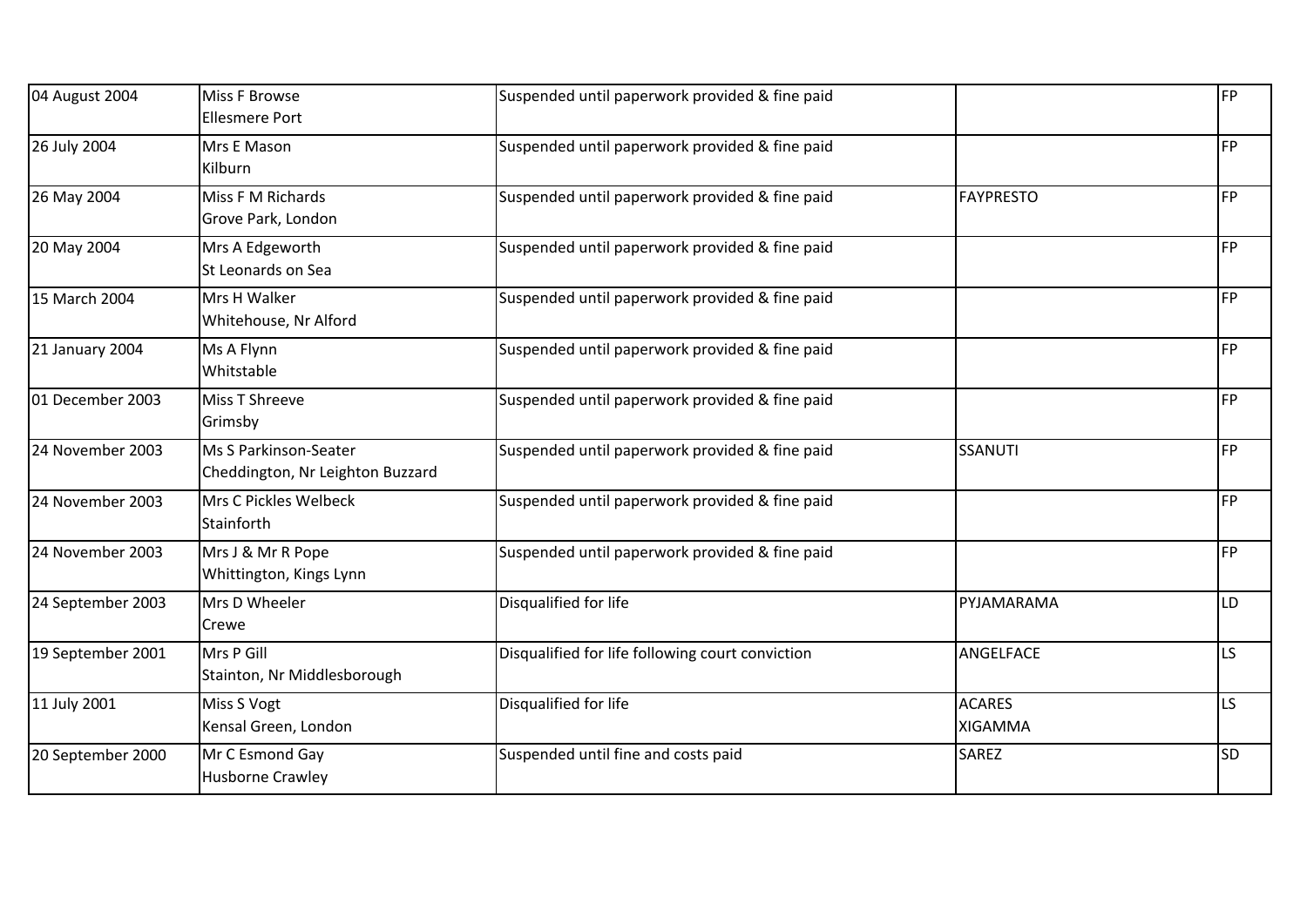| | | | | |
|---|---|---|---|---|
| 04 August 2004 | Miss F Browse<br>Ellesmere Port | Suspended until paperwork provided & fine paid | | FP |
| 26 July 2004 | Mrs E Mason<br>Kilburn | Suspended until paperwork provided & fine paid | | FP |
| 26 May 2004 | Miss F M Richards<br>Grove Park, London | Suspended until paperwork provided & fine paid | FAYPRESTO | FP |
| 20 May 2004 | Mrs A Edgeworth<br>St Leonards on Sea | Suspended until paperwork provided & fine paid | | FP |
| 15 March 2004 | Mrs H Walker<br>Whitehouse, Nr Alford | Suspended until paperwork provided & fine paid | | FP |
| 21 January 2004 | Ms A Flynn<br>Whitstable | Suspended until paperwork provided & fine paid | | FP |
| 01 December 2003 | Miss T Shreeve<br>Grimsby | Suspended until paperwork provided & fine paid | | FP |
| 24 November 2003 | Ms S Parkinson-Seater<br>Cheddington, Nr Leighton Buzzard | Suspended until paperwork provided & fine paid | SSANUTI | FP |
| 24 November 2003 | Mrs C Pickles Welbeck<br>Stainforth | Suspended until paperwork provided & fine paid | | FP |
| 24 November 2003 | Mrs J & Mr R Pope<br>Whittington, Kings Lynn | Suspended until paperwork provided & fine paid | | FP |
| 24 September 2003 | Mrs D Wheeler<br>Crewe | Disqualified for life | PYJAMARAMA | LD |
| 19 September 2001 | Mrs P Gill<br>Stainton, Nr Middlesborough | Disqualified for life following court conviction | ANGELFACE | LS |
| 11 July 2001 | Miss S Vogt<br>Kensal Green, London | Disqualified for life | ACARES<br>XIGAMMA | LS |
| 20 September 2000 | Mr C Esmond Gay<br>Husborne Crawley | Suspended until fine and costs paid | SAREZ | SD |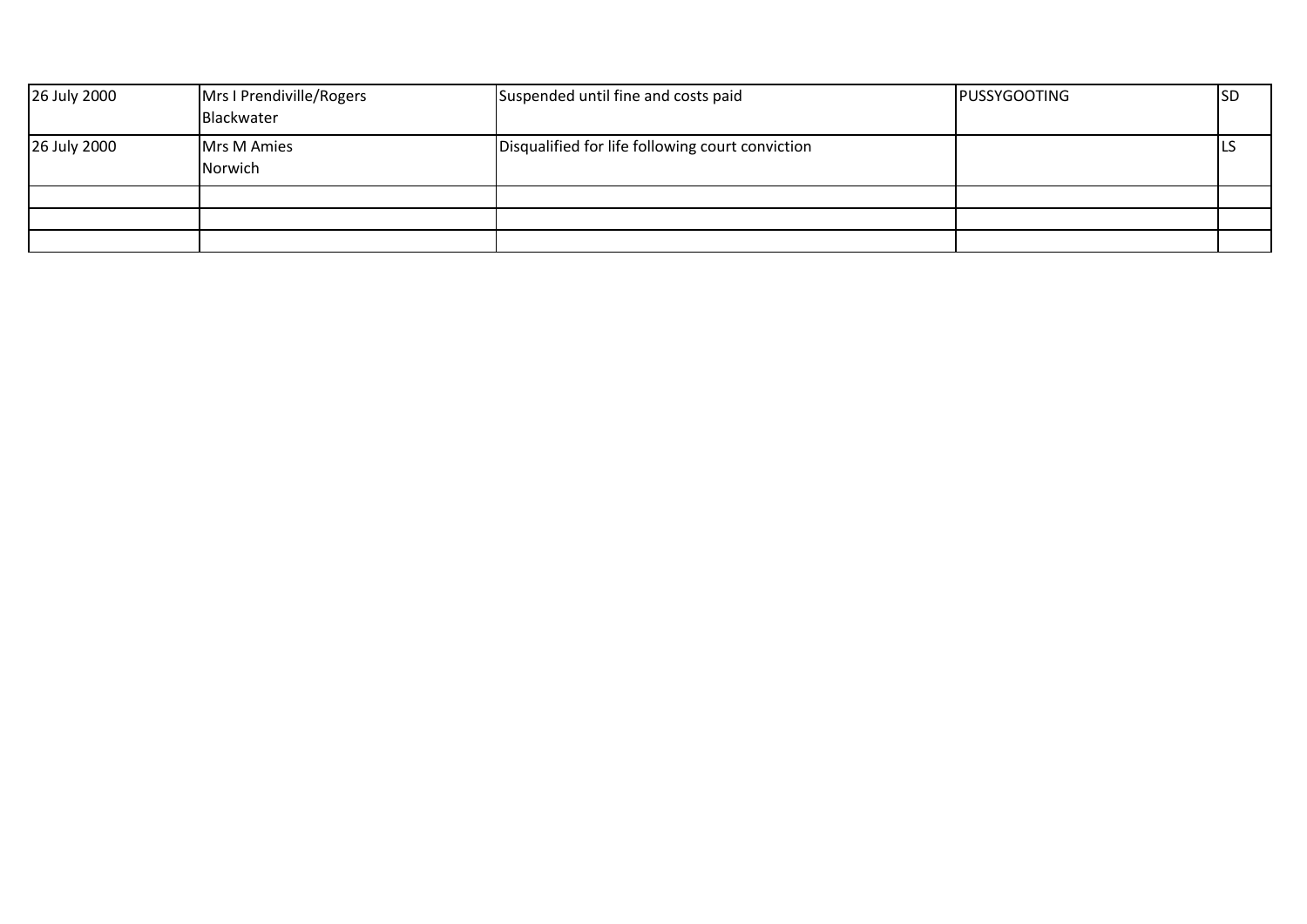| | | | | |
|---|---|---|---|---|
| 26 July 2000 | Mrs I Prendiville/Rogers<br>Blackwater | Suspended until fine and costs paid | PUSSYGOOTING | SD |
| 26 July 2000 | Mrs M Amies<br>Norwich | Disqualified for life following court conviction | | LS |
| | | | | |
| | | | | |
| | | | | |